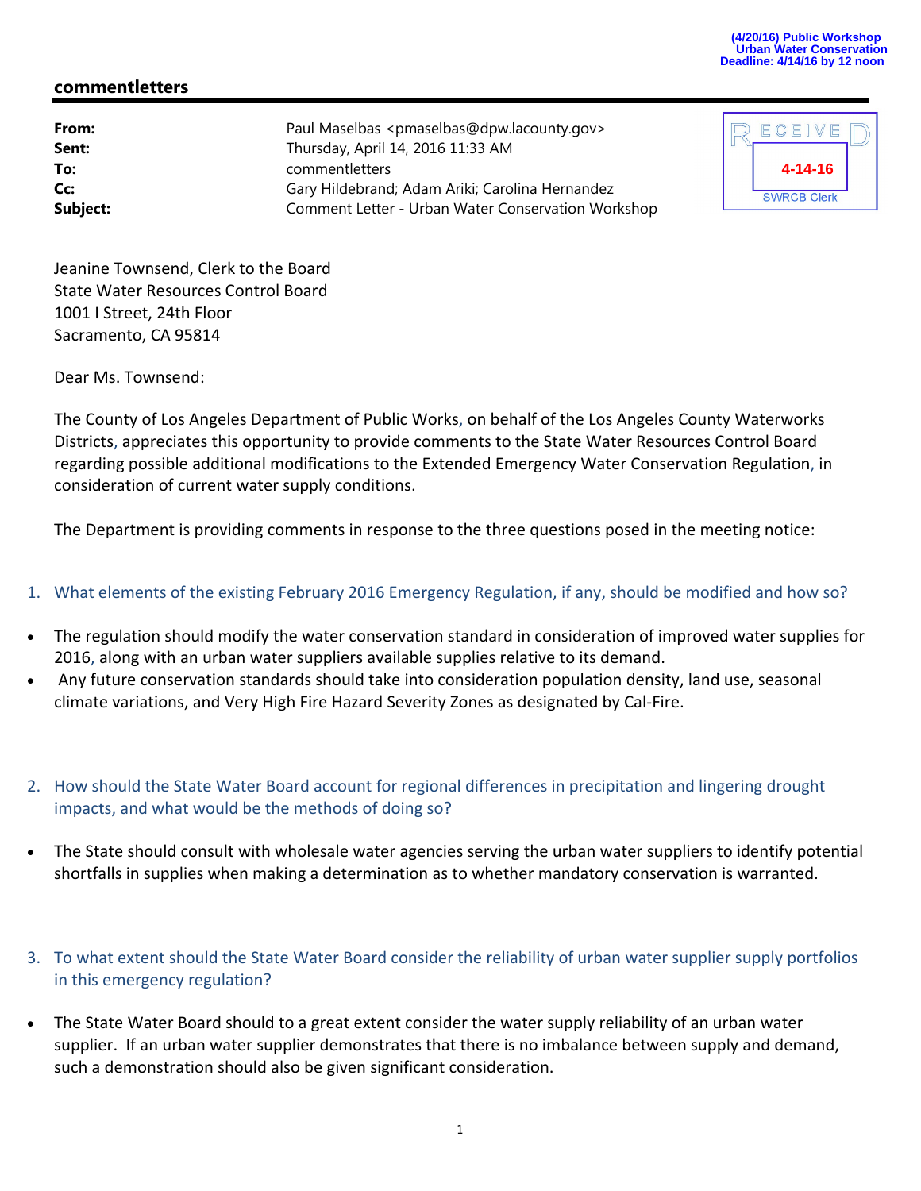(4/20/16) Public Workshop
Urban Water Conservation
Deadline: 4/14/16 by 12 noon

## commentletters

| | |
|---|---|
| **From:** | Paul Maselbas <pmaselbas@dpw.lacounty.gov> |
| **Sent:** | Thursday, April 14, 2016 11:33 AM |
| **To:** | commentletters |
| **Cc:** | Gary Hildebrand; Adam Ariki; Carolina Hernandez |
| **Subject:** | Comment Letter - Urban Water Conservation Workshop |

RECEIVED
4-14-16
SWRCB Clerk

Jeanine Townsend, Clerk to the Board
State Water Resources Control Board
1001 I Street, 24th Floor
Sacramento, CA 95814

Dear Ms. Townsend:

The County of Los Angeles Department of Public Works, on behalf of the Los Angeles County Waterworks Districts, appreciates this opportunity to provide comments to the State Water Resources Control Board regarding possible additional modifications to the Extended Emergency Water Conservation Regulation, in consideration of current water supply conditions.

The Department is providing comments in response to the three questions posed in the meeting notice:

1. What elements of the existing February 2016 Emergency Regulation, if any, should be modified and how so?

- The regulation should modify the water conservation standard in consideration of improved water supplies for 2016, along with an urban water suppliers available supplies relative to its demand.
- Any future conservation standards should take into consideration population density, land use, seasonal climate variations, and Very High Fire Hazard Severity Zones as designated by Cal-Fire.

2. How should the State Water Board account for regional differences in precipitation and lingering drought impacts, and what would be the methods of doing so?

- The State should consult with wholesale water agencies serving the urban water suppliers to identify potential shortfalls in supplies when making a determination as to whether mandatory conservation is warranted.

3. To what extent should the State Water Board consider the reliability of urban water supplier supply portfolios in this emergency regulation?

- The State Water Board should to a great extent consider the water supply reliability of an urban water supplier. If an urban water supplier demonstrates that there is no imbalance between supply and demand, such a demonstration should also be given significant consideration.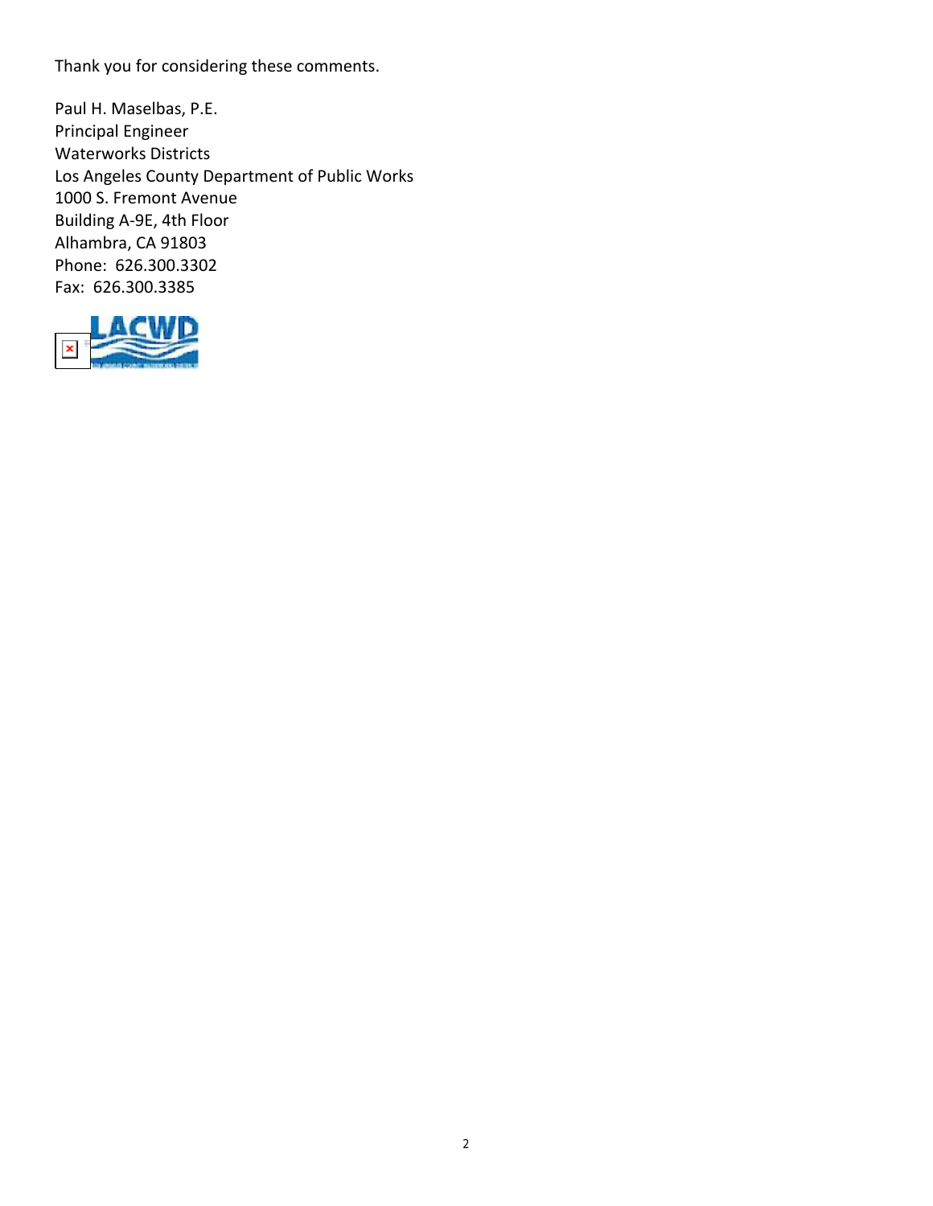Thank you for considering these comments.

Paul H. Maselbas, P.E.
Principal Engineer
Waterworks Districts
Los Angeles County Department of Public Works
1000 S. Fremont Avenue
Building A-9E, 4th Floor
Alhambra, CA 91803
Phone: 626.300.3302
Fax: 626.300.3385